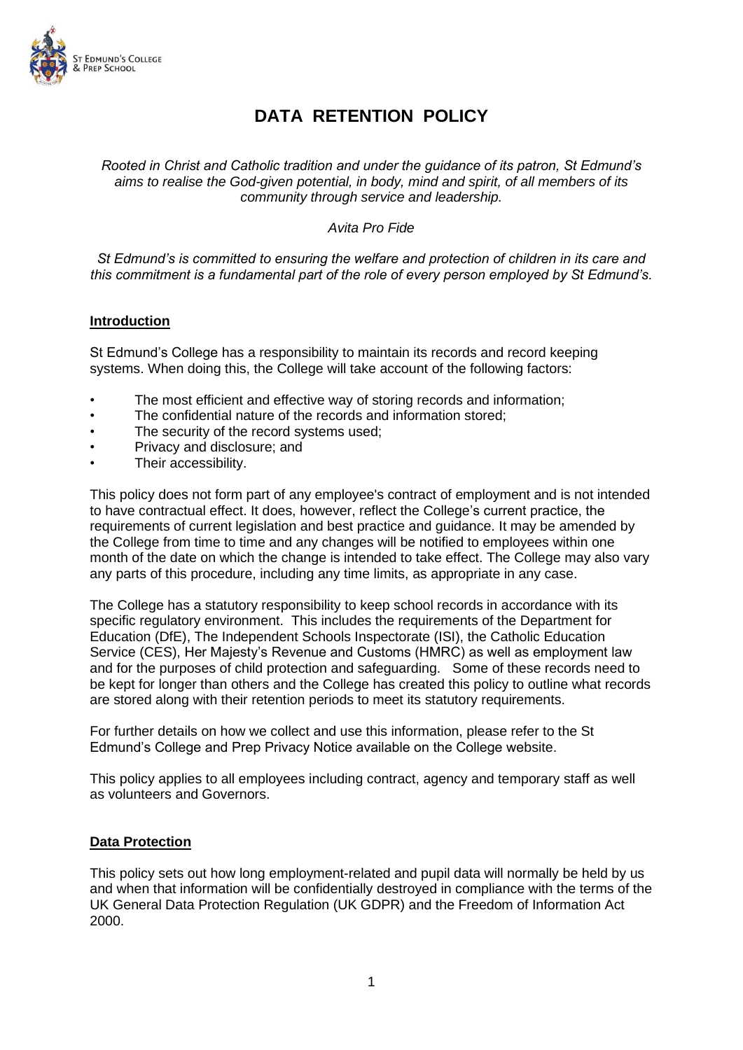# DATA RETENTION POLICY

*Rooted in Christ and Catholic tradition and under the guidance of its patron, St Edmund's aims to realise the God-given potential, in body, mind and spirit, of all members of its community through service and leadership.*

*Avita Pro Fide*

*St Edmund's is committed to ensuring the welfare and protection of children in its care and this commitment is a fundamental part of the role of every person employed by St Edmund's.*

## Introduction

St Edmund's College has a responsibility to maintain its records and record keeping systems. When doing this, the College will take account of the following factors:

- The most efficient and effective way of storing records and information;
- The confidential nature of the records and information stored;
- The security of the record systems used;
- Privacy and disclosure; and
- Their accessibility.

This policy does not form part of any employee's contract of employment and is not intended to have contractual effect. It does, however, reflect the College's current practice, the requirements of current legislation and best practice and guidance. It may be amended by the College from time to time and any changes will be notified to employees within one month of the date on which the change is intended to take effect. The College may also vary any parts of this procedure, including any time limits, as appropriate in any case.

The College has a statutory responsibility to keep school records in accordance with its specific regulatory environment. This includes the requirements of the Department for Education (DfE), The Independent Schools Inspectorate (ISI), the Catholic Education Service (CES), Her Majesty's Revenue and Customs (HMRC) as well as employment law and for the purposes of child protection and safeguarding. Some of these records need to be kept for longer than others and the College has created this policy to outline what records are stored along with their retention periods to meet its statutory requirements.

For further details on how we collect and use this information, please refer to the St Edmund's College and Prep Privacy Notice available on the College website.

This policy applies to all employees including contract, agency and temporary staff as well as volunteers and Governors.

## Data Protection

This policy sets out how long employment-related and pupil data will normally be held by us and when that information will be confidentially destroyed in compliance with the terms of the UK General Data Protection Regulation (UK GDPR) and the Freedom of Information Act 2000.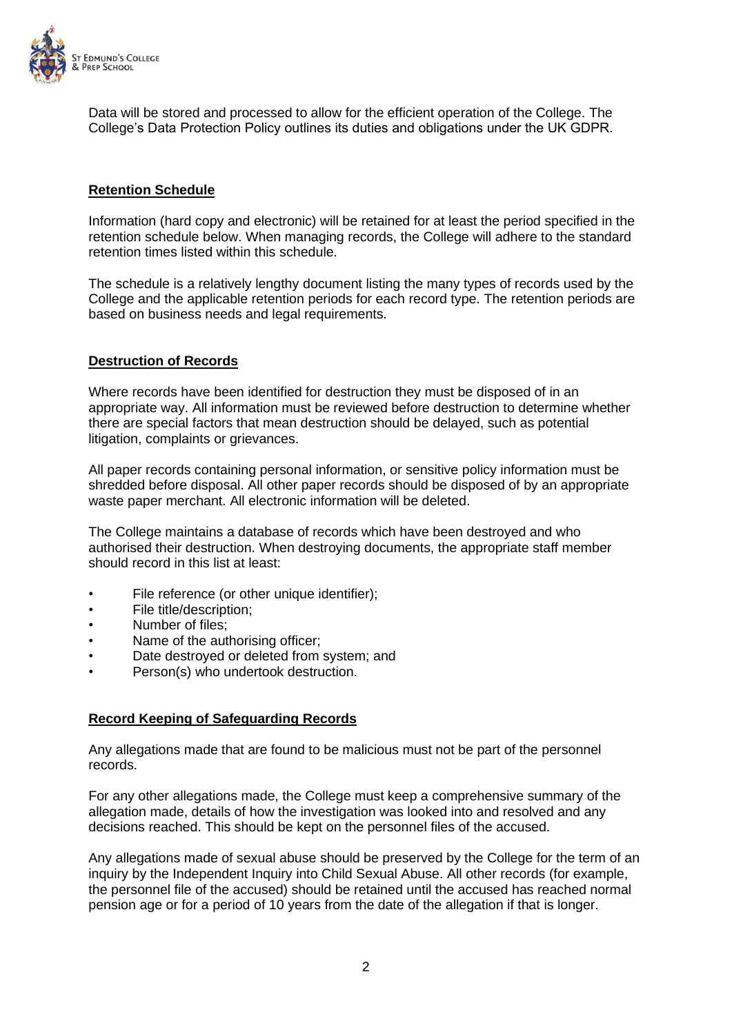Data will be stored and processed to allow for the efficient operation of the College. The College's Data Protection Policy outlines its duties and obligations under the UK GDPR.

## Retention Schedule

Information (hard copy and electronic) will be retained for at least the period specified in the retention schedule below. When managing records, the College will adhere to the standard retention times listed within this schedule.

The schedule is a relatively lengthy document listing the many types of records used by the College and the applicable retention periods for each record type. The retention periods are based on business needs and legal requirements.

## Destruction of Records

Where records have been identified for destruction they must be disposed of in an appropriate way. All information must be reviewed before destruction to determine whether there are special factors that mean destruction should be delayed, such as potential litigation, complaints or grievances.

All paper records containing personal information, or sensitive policy information must be shredded before disposal. All other paper records should be disposed of by an appropriate waste paper merchant. All electronic information will be deleted.

The College maintains a database of records which have been destroyed and who authorised their destruction. When destroying documents, the appropriate staff member should record in this list at least:

- File reference (or other unique identifier);
- File title/description;
- Number of files;
- Name of the authorising officer;
- Date destroyed or deleted from system; and
- Person(s) who undertook destruction.

## Record Keeping of Safeguarding Records

Any allegations made that are found to be malicious must not be part of the personnel records.

For any other allegations made, the College must keep a comprehensive summary of the allegation made, details of how the investigation was looked into and resolved and any decisions reached. This should be kept on the personnel files of the accused.

Any allegations made of sexual abuse should be preserved by the College for the term of an inquiry by the Independent Inquiry into Child Sexual Abuse. All other records (for example, the personnel file of the accused) should be retained until the accused has reached normal pension age or for a period of 10 years from the date of the allegation if that is longer.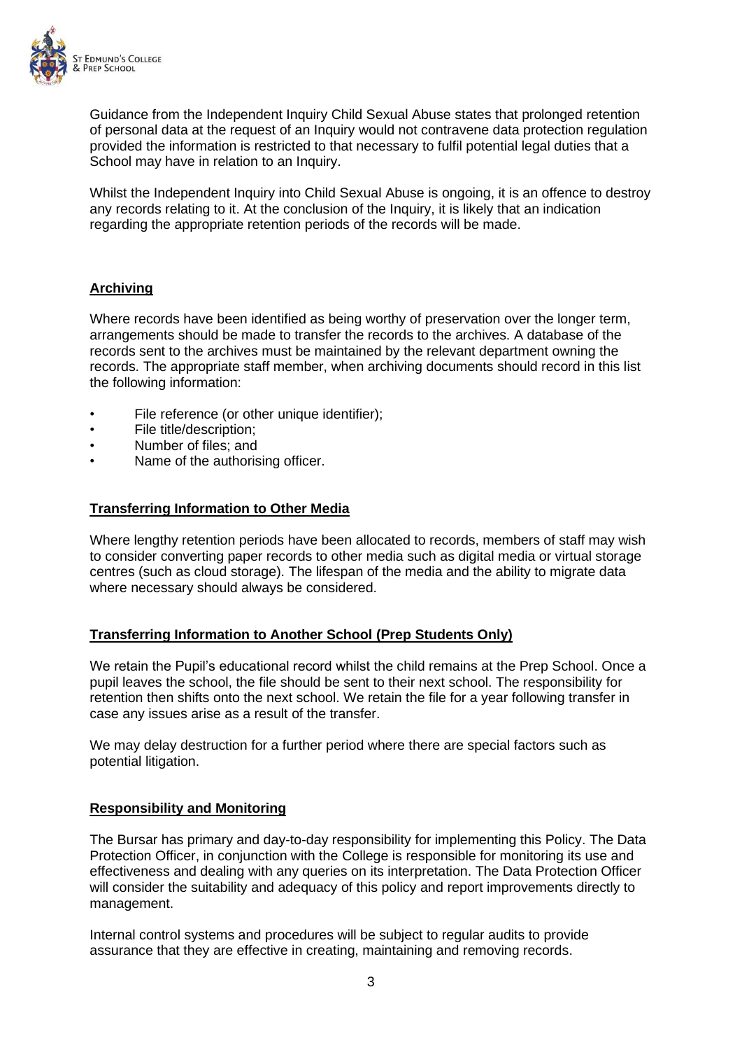Guidance from the Independent Inquiry Child Sexual Abuse states that prolonged retention of personal data at the request of an Inquiry would not contravene data protection regulation provided the information is restricted to that necessary to fulfil potential legal duties that a School may have in relation to an Inquiry.

Whilst the Independent Inquiry into Child Sexual Abuse is ongoing, it is an offence to destroy any records relating to it. At the conclusion of the Inquiry, it is likely that an indication regarding the appropriate retention periods of the records will be made.

## Archiving

Where records have been identified as being worthy of preservation over the longer term, arrangements should be made to transfer the records to the archives. A database of the records sent to the archives must be maintained by the relevant department owning the records. The appropriate staff member, when archiving documents should record in this list the following information:

- File reference (or other unique identifier);
- File title/description;
- Number of files; and
- Name of the authorising officer.

## Transferring Information to Other Media

Where lengthy retention periods have been allocated to records, members of staff may wish to consider converting paper records to other media such as digital media or virtual storage centres (such as cloud storage). The lifespan of the media and the ability to migrate data where necessary should always be considered.

## Transferring Information to Another School (Prep Students Only)

We retain the Pupil's educational record whilst the child remains at the Prep School. Once a pupil leaves the school, the file should be sent to their next school. The responsibility for retention then shifts onto the next school. We retain the file for a year following transfer in case any issues arise as a result of the transfer.

We may delay destruction for a further period where there are special factors such as potential litigation.

## Responsibility and Monitoring

The Bursar has primary and day-to-day responsibility for implementing this Policy. The Data Protection Officer, in conjunction with the College is responsible for monitoring its use and effectiveness and dealing with any queries on its interpretation. The Data Protection Officer will consider the suitability and adequacy of this policy and report improvements directly to management.

Internal control systems and procedures will be subject to regular audits to provide assurance that they are effective in creating, maintaining and removing records.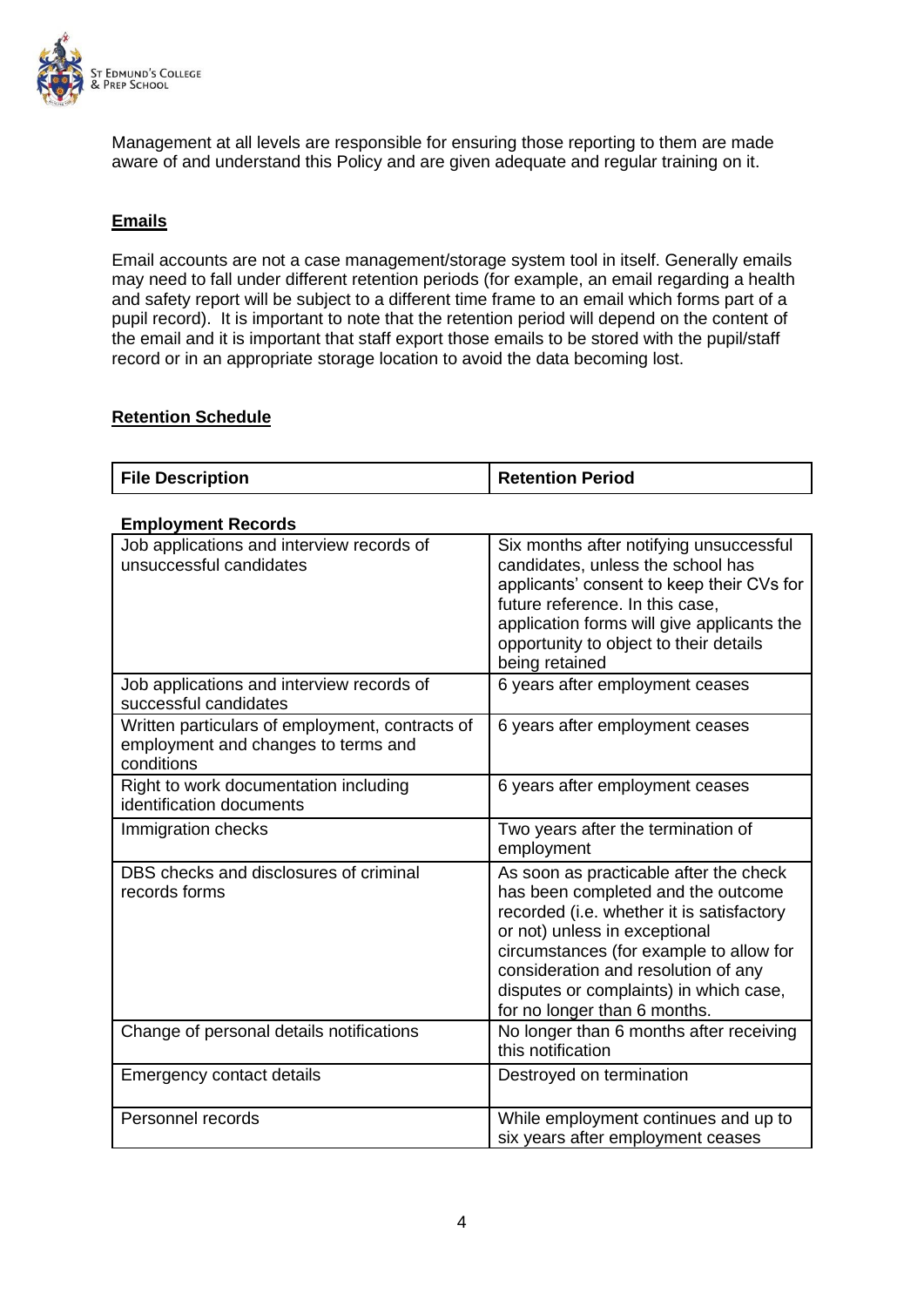Management at all levels are responsible for ensuring those reporting to them are made aware of and understand this Policy and are given adequate and regular training on it.

## Emails

Email accounts are not a case management/storage system tool in itself. Generally emails may need to fall under different retention periods (for example, an email regarding a health and safety report will be subject to a different time frame to an email which forms part of a pupil record). It is important to note that the retention period will depend on the content of the email and it is important that staff export those emails to be stored with the pupil/staff record or in an appropriate storage location to avoid the data becoming lost.

## Retention Schedule

| File Description | Retention Period |
|---|---|
| **Employment Records** | |
| Job applications and interview records of unsuccessful candidates | Six months after notifying unsuccessful candidates, unless the school has applicants' consent to keep their CVs for future reference. In this case, application forms will give applicants the opportunity to object to their details being retained |
| Job applications and interview records of successful candidates | 6 years after employment ceases |
| Written particulars of employment, contracts of employment and changes to terms and conditions | 6 years after employment ceases |
| Right to work documentation including identification documents | 6 years after employment ceases |
| Immigration checks | Two years after the termination of employment |
| DBS checks and disclosures of criminal records forms | As soon as practicable after the check has been completed and the outcome recorded (i.e. whether it is satisfactory or not) unless in exceptional circumstances (for example to allow for consideration and resolution of any disputes or complaints) in which case, for no longer than 6 months. |
| Change of personal details notifications | No longer than 6 months after receiving this notification |
| Emergency contact details | Destroyed on termination |
| Personnel records | While employment continues and up to six years after employment ceases |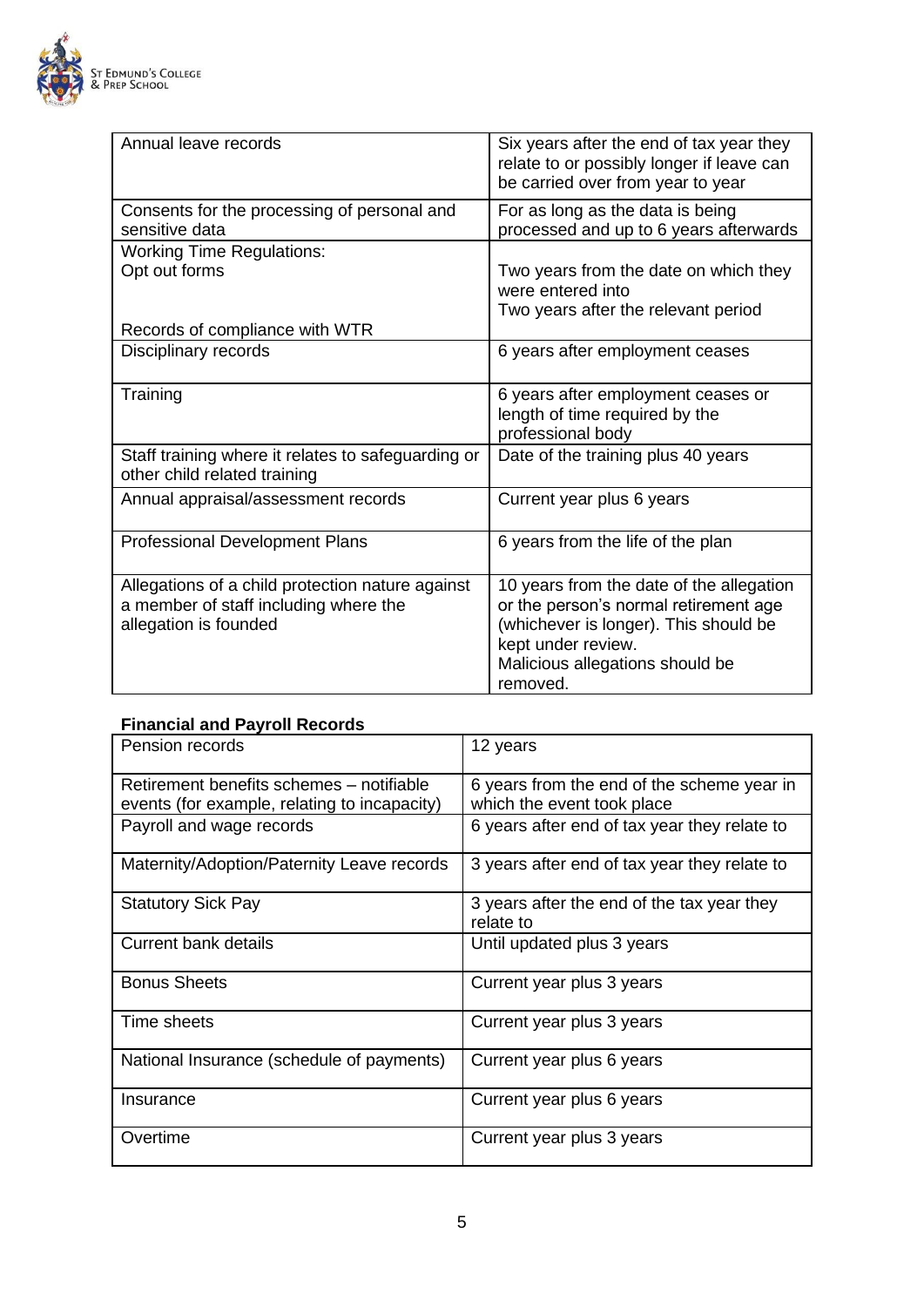| Annual leave records | Six years after the end of tax year they relate to or possibly longer if leave can be carried over from year to year |
|---|---|
| Consents for the processing of personal and sensitive data | For as long as the data is being processed and up to 6 years afterwards |
| Working Time Regulations:<br>Opt out forms<br><br>Records of compliance with WTR | <br>Two years from the date on which they were entered into<br>Two years after the relevant period |
| Disciplinary records | 6 years after employment ceases |
| Training | 6 years after employment ceases or length of time required by the professional body |
| Staff training where it relates to safeguarding or other child related training | Date of the training plus 40 years |
| Annual appraisal/assessment records | Current year plus 6 years |
| Professional Development Plans | 6 years from the life of the plan |
| Allegations of a child protection nature against a member of staff including where the allegation is founded | 10 years from the date of the allegation or the person's normal retirement age (whichever is longer). This should be kept under review.<br>Malicious allegations should be removed. |

**Financial and Payroll Records**

| Pension records | 12 years |
|---|---|
| Retirement benefits schemes – notifiable events (for example, relating to incapacity) | 6 years from the end of the scheme year in which the event took place |
| Payroll and wage records | 6 years after end of tax year they relate to |
| Maternity/Adoption/Paternity Leave records | 3 years after end of tax year they relate to |
| Statutory Sick Pay | 3 years after the end of the tax year they relate to |
| Current bank details | Until updated plus 3 years |
| Bonus Sheets | Current year plus 3 years |
| Time sheets | Current year plus 3 years |
| National Insurance (schedule of payments) | Current year plus 6 years |
| Insurance | Current year plus 6 years |
| Overtime | Current year plus 3 years |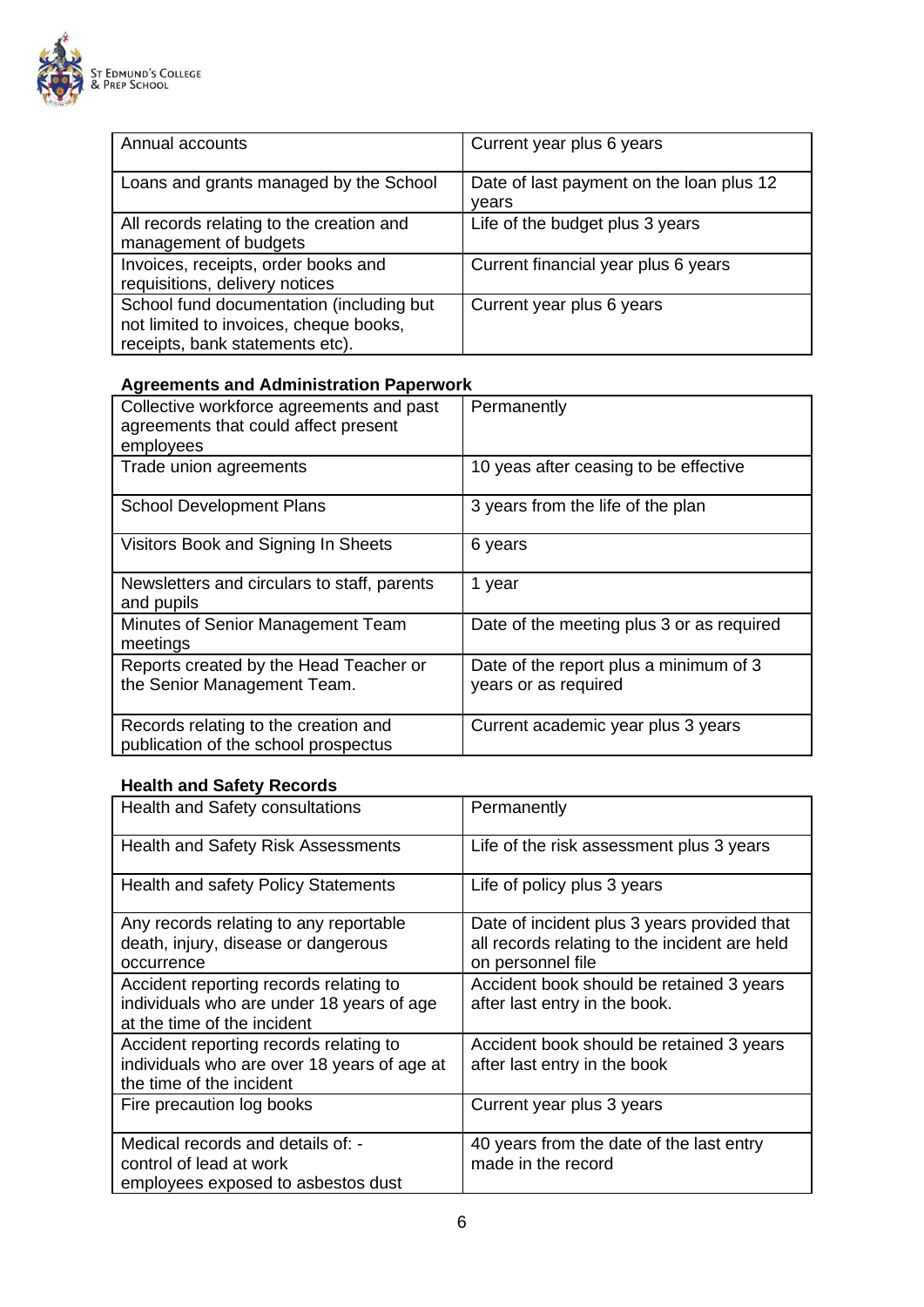| | |
|---|---|
| Annual accounts | Current year plus 6 years |
| Loans and grants managed by the School | Date of last payment on the loan plus 12 years |
| All records relating to the creation and management of budgets | Life of the budget plus 3 years |
| Invoices, receipts, order books and requisitions, delivery notices | Current financial year plus 6 years |
| School fund documentation (including but not limited to invoices, cheque books, receipts, bank statements etc). | Current year plus 6 years |

**Agreements and Administration Paperwork**

| | |
|---|---|
| Collective workforce agreements and past agreements that could affect present employees | Permanently |
| Trade union agreements | 10 yeas after ceasing to be effective |
| School Development Plans | 3 years from the life of the plan |
| Visitors Book and Signing In Sheets | 6 years |
| Newsletters and circulars to staff, parents and pupils | 1 year |
| Minutes of Senior Management Team meetings | Date of the meeting plus 3 or as required |
| Reports created by the Head Teacher or the Senior Management Team. | Date of the report plus a minimum of 3 years or as required |
| Records relating to the creation and publication of the school prospectus | Current academic year plus 3 years |

**Health and Safety Records**

| | |
|---|---|
| Health and Safety consultations | Permanently |
| Health and Safety Risk Assessments | Life of the risk assessment plus 3 years |
| Health and safety Policy Statements | Life of policy plus 3 years |
| Any records relating to any reportable death, injury, disease or dangerous occurrence | Date of incident plus 3 years provided that all records relating to the incident are held on personnel file |
| Accident reporting records relating to individuals who are under 18 years of age at the time of the incident | Accident book should be retained 3 years after last entry in the book. |
| Accident reporting records relating to individuals who are over 18 years of age at the time of the incident | Accident book should be retained 3 years after last entry in the book |
| Fire precaution log books | Current year plus 3 years |
| Medical records and details of: - control of lead at work employees exposed to asbestos dust | 40 years from the date of the last entry made in the record |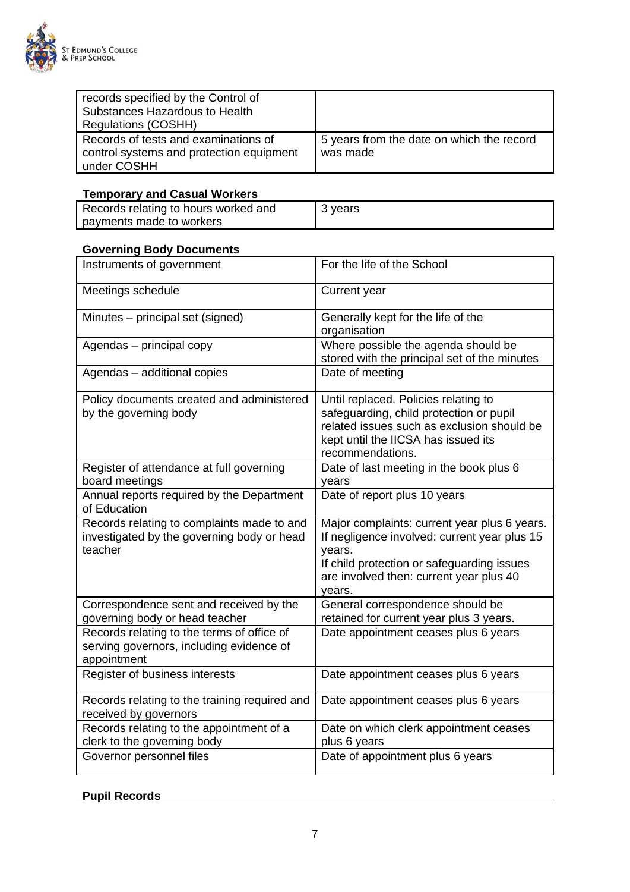| | |
|---|---|
| records specified by the Control of Substances Hazardous to Health Regulations (COSHH) | |
| Records of tests and examinations of control systems and protection equipment under COSHH | 5 years from the date on which the record was made |

**Temporary and Casual Workers**

| | |
|---|---|
| Records relating to hours worked and payments made to workers | 3 years |

**Governing Body Documents**

| | |
|---|---|
| Instruments of government | For the life of the School |
| Meetings schedule | Current year |
| Minutes – principal set (signed) | Generally kept for the life of the organisation |
| Agendas – principal copy | Where possible the agenda should be stored with the principal set of the minutes |
| Agendas – additional copies | Date of meeting |
| Policy documents created and administered by the governing body | Until replaced. Policies relating to safeguarding, child protection or pupil related issues such as exclusion should be kept until the IICSA has issued its recommendations. |
| Register of attendance at full governing board meetings | Date of last meeting in the book plus 6 years |
| Annual reports required by the Department of Education | Date of report plus 10 years |
| Records relating to complaints made to and investigated by the governing body or head teacher | Major complaints: current year plus 6 years. If negligence involved: current year plus 15 years. If child protection or safeguarding issues are involved then: current year plus 40 years. |
| Correspondence sent and received by the governing body or head teacher | General correspondence should be retained for current year plus 3 years. |
| Records relating to the terms of office of serving governors, including evidence of appointment | Date appointment ceases plus 6 years |
| Register of business interests | Date appointment ceases plus 6 years |
| Records relating to the training required and received by governors | Date appointment ceases plus 6 years |
| Records relating to the appointment of a clerk to the governing body | Date on which clerk appointment ceases plus 6 years |
| Governor personnel files | Date of appointment plus 6 years |

**Pupil Records**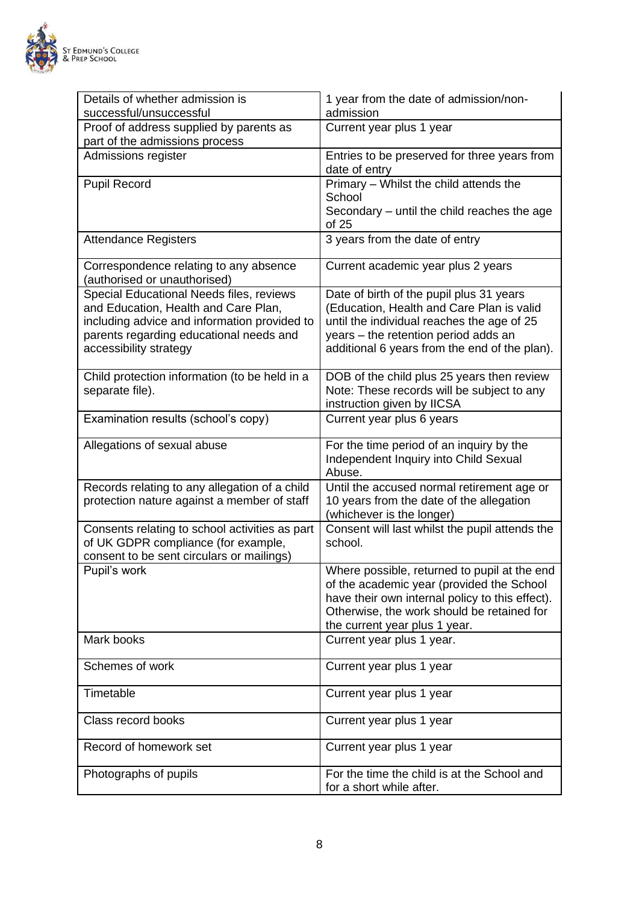| Details of whether admission is successful/unsuccessful | 1 year from the date of admission/non-admission |
|---|---|
| Proof of address supplied by parents as part of the admissions process | Current year plus 1 year |
| Admissions register | Entries to be preserved for three years from date of entry |
| Pupil Record | Primary – Whilst the child attends the School<br>Secondary – until the child reaches the age of 25 |
| Attendance Registers | 3 years from the date of entry |
| Correspondence relating to any absence (authorised or unauthorised) | Current academic year plus 2 years |
| Special Educational Needs files, reviews and Education, Health and Care Plan, including advice and information provided to parents regarding educational needs and accessibility strategy | Date of birth of the pupil plus 31 years (Education, Health and Care Plan is valid until the individual reaches the age of 25 years – the retention period adds an additional 6 years from the end of the plan). |
| Child protection information (to be held in a separate file). | DOB of the child plus 25 years then review<br>Note: These records will be subject to any instruction given by IICSA |
| Examination results (school's copy) | Current year plus 6 years |
| Allegations of sexual abuse | For the time period of an inquiry by the Independent Inquiry into Child Sexual Abuse. |
| Records relating to any allegation of a child protection nature against a member of staff | Until the accused normal retirement age or 10 years from the date of the allegation (whichever is the longer) |
| Consents relating to school activities as part of UK GDPR compliance (for example, consent to be sent circulars or mailings) | Consent will last whilst the pupil attends the school. |
| Pupil's work | Where possible, returned to pupil at the end of the academic year (provided the School have their own internal policy to this effect). Otherwise, the work should be retained for the current year plus 1 year. |
| Mark books | Current year plus 1 year. |
| Schemes of work | Current year plus 1 year |
| Timetable | Current year plus 1 year |
| Class record books | Current year plus 1 year |
| Record of homework set | Current year plus 1 year |
| Photographs of pupils | For the time the child is at the School and for a short while after. |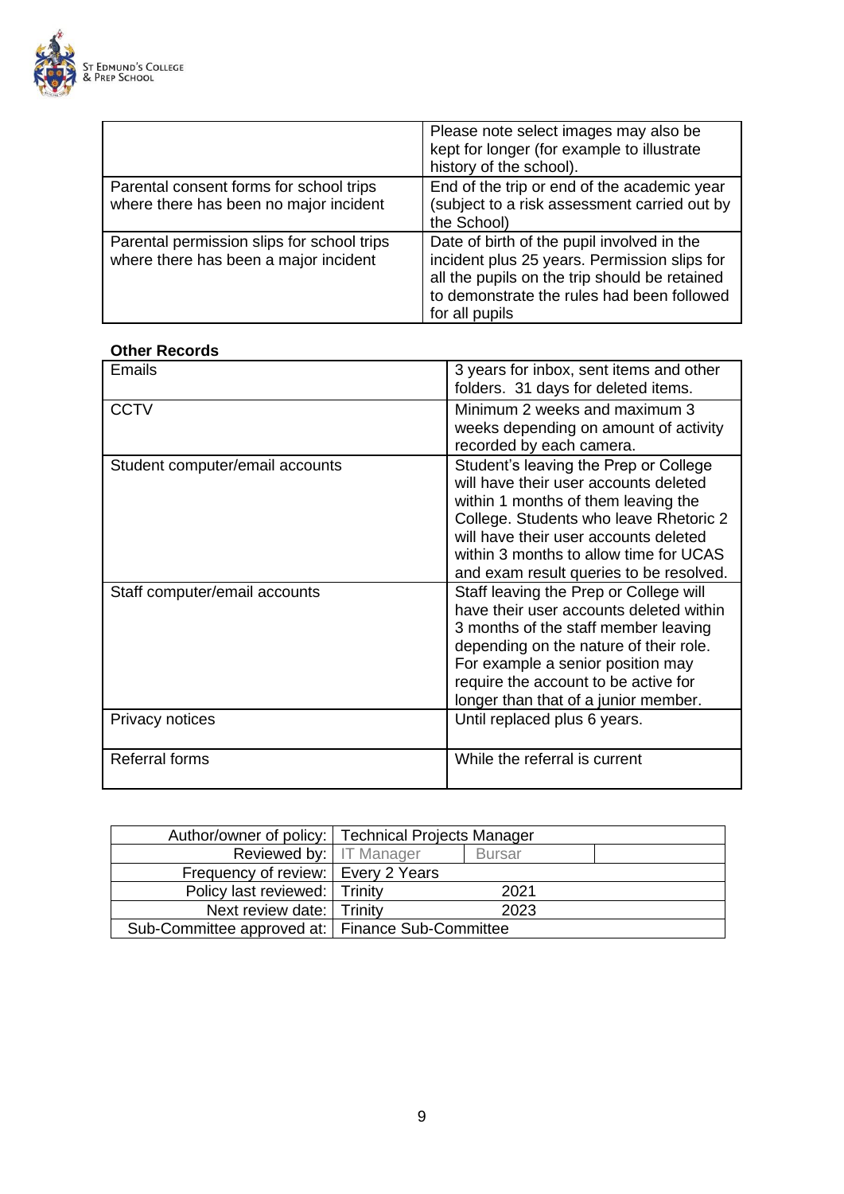| | |
|---|---|
| | Please note select images may also be kept for longer (for example to illustrate history of the school). |
| Parental consent forms for school trips where there has been no major incident | End of the trip or end of the academic year (subject to a risk assessment carried out by the School) |
| Parental permission slips for school trips where there has been a major incident | Date of birth of the pupil involved in the incident plus 25 years. Permission slips for all the pupils on the trip should be retained to demonstrate the rules had been followed for all pupils |

**Other Records**

| | |
|---|---|
| Emails | 3 years for inbox, sent items and other folders. 31 days for deleted items. |
| CCTV | Minimum 2 weeks and maximum 3 weeks depending on amount of activity recorded by each camera. |
| Student computer/email accounts | Student's leaving the Prep or College will have their user accounts deleted within 1 months of them leaving the College. Students who leave Rhetoric 2 will have their user accounts deleted within 3 months to allow time for UCAS and exam result queries to be resolved. |
| Staff computer/email accounts | Staff leaving the Prep or College will have their user accounts deleted within 3 months of the staff member leaving depending on the nature of their role. For example a senior position may require the account to be active for longer than that of a junior member. |
| Privacy notices | Until replaced plus 6 years. |
| Referral forms | While the referral is current |

| | | | |
|---|---|---|---|
| Author/owner of policy: | Technical Projects Manager | | |
| Reviewed by: | IT Manager | Bursar | |
| Frequency of review: | Every 2 Years | | |
| Policy last reviewed: | Trinity | 2021 | |
| Next review date: | Trinity | 2023 | |
| Sub-Committee approved at: | Finance Sub-Committee | | |